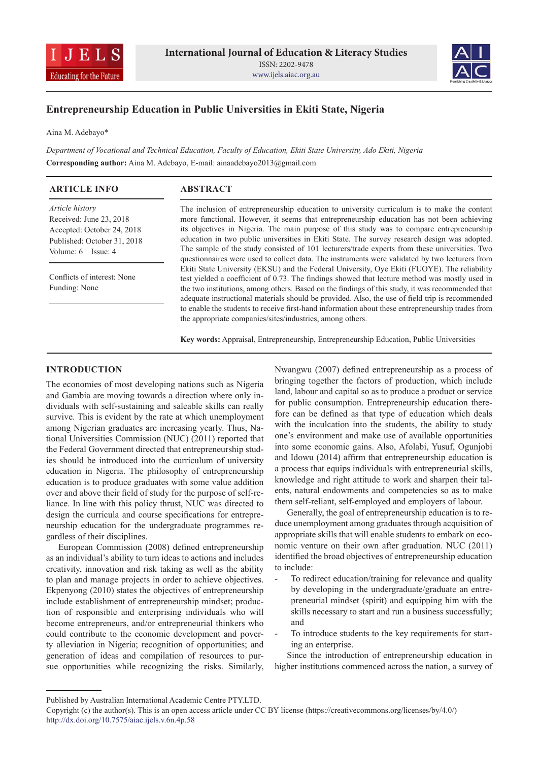# Entrepreneurship Education in Public Universities in Ekiti State, Nigeria

Aina M. Adebayo*

*Department of Vocational and Technical Education, Faculty of Education, Ekiti State University, Ado Ekiti, Nigeria*

**Corresponding author:** Aina M. Adebayo, E-mail: ainaadebayo2013@gmail.com

## ARTICLE INFO

*Article history*
Received: June 23, 2018
Accepted: October 24, 2018
Published: October 31, 2018
Volume: 6 Issue: 4

Conflicts of interest: None
Funding: None

## ABSTRACT

The inclusion of entrepreneurship education to university curriculum is to make the content more functional. However, it seems that entrepreneurship education has not been achieving its objectives in Nigeria. The main purpose of this study was to compare entrepreneurship education in two public universities in Ekiti State. The survey research design was adopted. The sample of the study consisted of 101 lecturers/trade experts from these universities. Two questionnaires were used to collect data. The instruments were validated by two lecturers from Ekiti State University (EKSU) and the Federal University, Oye Ekiti (FUOYE). The reliability test yielded a coefficient of 0.73. The findings showed that lecture method was mostly used in the two institutions, among others. Based on the findings of this study, it was recommended that adequate instructional materials should be provided. Also, the use of field trip is recommended to enable the students to receive first-hand information about these entrepreneurship trades from the appropriate companies/sites/industries, among others.

**Key words:** Appraisal, Entrepreneurship, Entrepreneurship Education, Public Universities

## INTRODUCTION

The economies of most developing nations such as Nigeria and Gambia are moving towards a direction where only individuals with self-sustaining and saleable skills can really survive. This is evident by the rate at which unemployment among Nigerian graduates are increasing yearly. Thus, National Universities Commission (NUC) (2011) reported that the Federal Government directed that entrepreneurship studies should be introduced into the curriculum of university education in Nigeria. The philosophy of entrepreneurship education is to produce graduates with some value addition over and above their field of study for the purpose of self-reliance. In line with this policy thrust, NUC was directed to design the curricula and course specifications for entrepreneurship education for the undergraduate programmes regardless of their disciplines.

European Commission (2008) defined entrepreneurship as an individual's ability to turn ideas to actions and includes creativity, innovation and risk taking as well as the ability to plan and manage projects in order to achieve objectives. Ekpenyong (2010) states the objectives of entrepreneurship include establishment of entrepreneurship mindset; production of responsible and enterprising individuals who will become entrepreneurs, and/or entrepreneurial thinkers who could contribute to the economic development and poverty alleviation in Nigeria; recognition of opportunities; and generation of ideas and compilation of resources to pursue opportunities while recognizing the risks. Similarly, Nwangwu (2007) defined entrepreneurship as a process of bringing together the factors of production, which include land, labour and capital so as to produce a product or service for public consumption. Entrepreneurship education therefore can be defined as that type of education which deals with the inculcation into the students, the ability to study one's environment and make use of available opportunities into some economic gains. Also, Afolabi, Yusuf, Ogunjobi and Idowu (2014) affirm that entrepreneurship education is a process that equips individuals with entrepreneurial skills, knowledge and right attitude to work and sharpen their talents, natural endowments and competencies so as to make them self-reliant, self-employed and employers of labour.

Generally, the goal of entrepreneurship education is to reduce unemployment among graduates through acquisition of appropriate skills that will enable students to embark on economic venture on their own after graduation. NUC (2011) identified the broad objectives of entrepreneurship education to include:

- To redirect education/training for relevance and quality by developing in the undergraduate/graduate an entrepreneurial mindset (spirit) and equipping him with the skills necessary to start and run a business successfully; and
- To introduce students to the key requirements for starting an enterprise.

Since the introduction of entrepreneurship education in higher institutions commenced across the nation, a survey of

Published by Australian International Academic Centre PTY.LTD.
Copyright (c) the author(s). This is an open access article under CC BY license (https://creativecommons.org/licenses/by/4.0/)
http://dx.doi.org/10.7575/aiac.ijels.v.6n.4p.58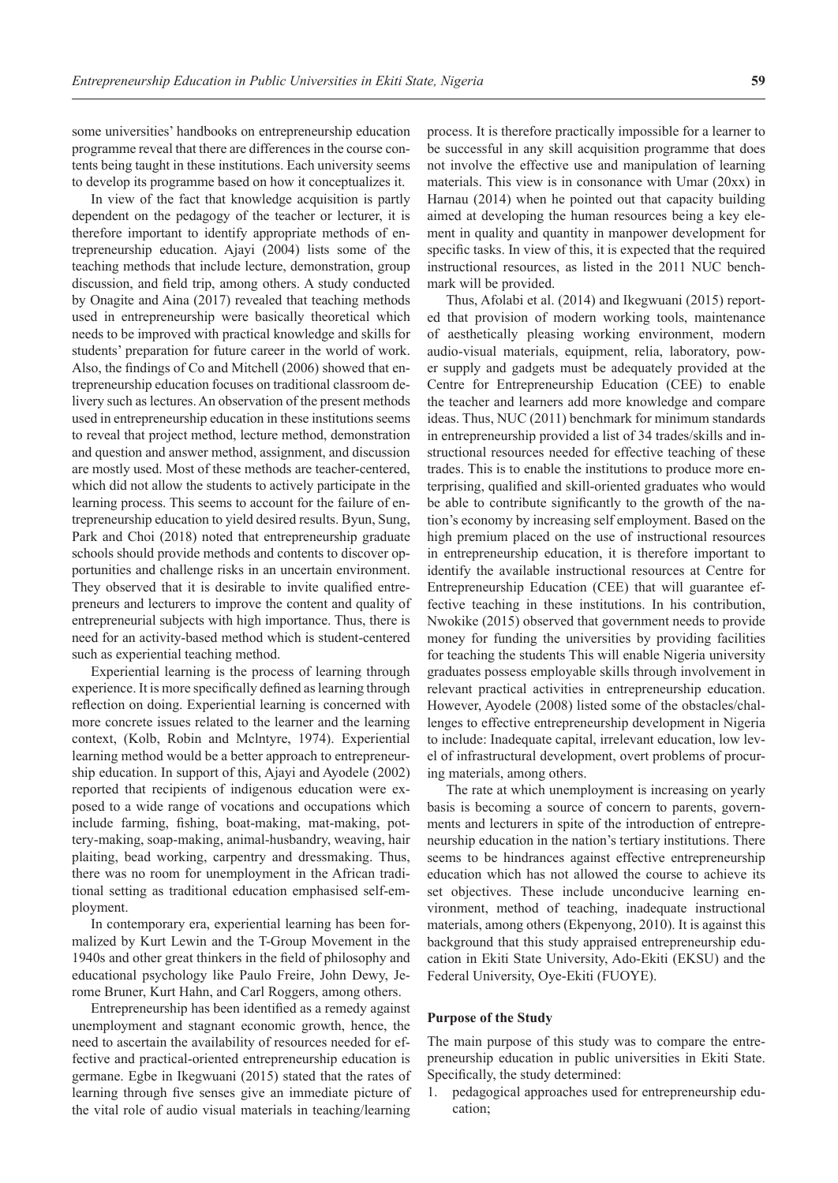some universities' handbooks on entrepreneurship education programme reveal that there are differences in the course contents being taught in these institutions. Each university seems to develop its programme based on how it conceptualizes it.

In view of the fact that knowledge acquisition is partly dependent on the pedagogy of the teacher or lecturer, it is therefore important to identify appropriate methods of entrepreneurship education. Ajayi (2004) lists some of the teaching methods that include lecture, demonstration, group discussion, and field trip, among others. A study conducted by Onagite and Aina (2017) revealed that teaching methods used in entrepreneurship were basically theoretical which needs to be improved with practical knowledge and skills for students' preparation for future career in the world of work. Also, the findings of Co and Mitchell (2006) showed that entrepreneurship education focuses on traditional classroom delivery such as lectures. An observation of the present methods used in entrepreneurship education in these institutions seems to reveal that project method, lecture method, demonstration and question and answer method, assignment, and discussion are mostly used. Most of these methods are teacher-centered, which did not allow the students to actively participate in the learning process. This seems to account for the failure of entrepreneurship education to yield desired results. Byun, Sung, Park and Choi (2018) noted that entrepreneurship graduate schools should provide methods and contents to discover opportunities and challenge risks in an uncertain environment. They observed that it is desirable to invite qualified entrepreneurs and lecturers to improve the content and quality of entrepreneurial subjects with high importance. Thus, there is need for an activity-based method which is student-centered such as experiential teaching method.

Experiential learning is the process of learning through experience. It is more specifically defined as learning through reflection on doing. Experiential learning is concerned with more concrete issues related to the learner and the learning context, (Kolb, Robin and Mclntyre, 1974). Experiential learning method would be a better approach to entrepreneurship education. In support of this, Ajayi and Ayodele (2002) reported that recipients of indigenous education were exposed to a wide range of vocations and occupations which include farming, fishing, boat-making, mat-making, pottery-making, soap-making, animal-husbandry, weaving, hair plaiting, bead working, carpentry and dressmaking. Thus, there was no room for unemployment in the African traditional setting as traditional education emphasised self-employment.

In contemporary era, experiential learning has been formalized by Kurt Lewin and the T-Group Movement in the 1940s and other great thinkers in the field of philosophy and educational psychology like Paulo Freire, John Dewy, Jerome Bruner, Kurt Hahn, and Carl Roggers, among others.

Entrepreneurship has been identified as a remedy against unemployment and stagnant economic growth, hence, the need to ascertain the availability of resources needed for effective and practical-oriented entrepreneurship education is germane. Egbe in Ikegwuani (2015) stated that the rates of learning through five senses give an immediate picture of the vital role of audio visual materials in teaching/learning process. It is therefore practically impossible for a learner to be successful in any skill acquisition programme that does not involve the effective use and manipulation of learning materials. This view is in consonance with Umar (20xx) in Harnau (2014) when he pointed out that capacity building aimed at developing the human resources being a key element in quality and quantity in manpower development for specific tasks. In view of this, it is expected that the required instructional resources, as listed in the 2011 NUC benchmark will be provided.

Thus, Afolabi et al. (2014) and Ikegwuani (2015) reported that provision of modern working tools, maintenance of aesthetically pleasing working environment, modern audio-visual materials, equipment, relia, laboratory, power supply and gadgets must be adequately provided at the Centre for Entrepreneurship Education (CEE) to enable the teacher and learners add more knowledge and compare ideas. Thus, NUC (2011) benchmark for minimum standards in entrepreneurship provided a list of 34 trades/skills and instructional resources needed for effective teaching of these trades. This is to enable the institutions to produce more enterprising, qualified and skill-oriented graduates who would be able to contribute significantly to the growth of the nation's economy by increasing self employment. Based on the high premium placed on the use of instructional resources in entrepreneurship education, it is therefore important to identify the available instructional resources at Centre for Entrepreneurship Education (CEE) that will guarantee effective teaching in these institutions. In his contribution, Nwokike (2015) observed that government needs to provide money for funding the universities by providing facilities for teaching the students This will enable Nigeria university graduates possess employable skills through involvement in relevant practical activities in entrepreneurship education. However, Ayodele (2008) listed some of the obstacles/challenges to effective entrepreneurship development in Nigeria to include: Inadequate capital, irrelevant education, low level of infrastructural development, overt problems of procuring materials, among others.

The rate at which unemployment is increasing on yearly basis is becoming a source of concern to parents, governments and lecturers in spite of the introduction of entrepreneurship education in the nation's tertiary institutions. There seems to be hindrances against effective entrepreneurship education which has not allowed the course to achieve its set objectives. These include unconducive learning environment, method of teaching, inadequate instructional materials, among others (Ekpenyong, 2010). It is against this background that this study appraised entrepreneurship education in Ekiti State University, Ado-Ekiti (EKSU) and the Federal University, Oye-Ekiti (FUOYE).

### Purpose of the Study

The main purpose of this study was to compare the entrepreneurship education in public universities in Ekiti State. Specifically, the study determined:

1. pedagogical approaches used for entrepreneurship education;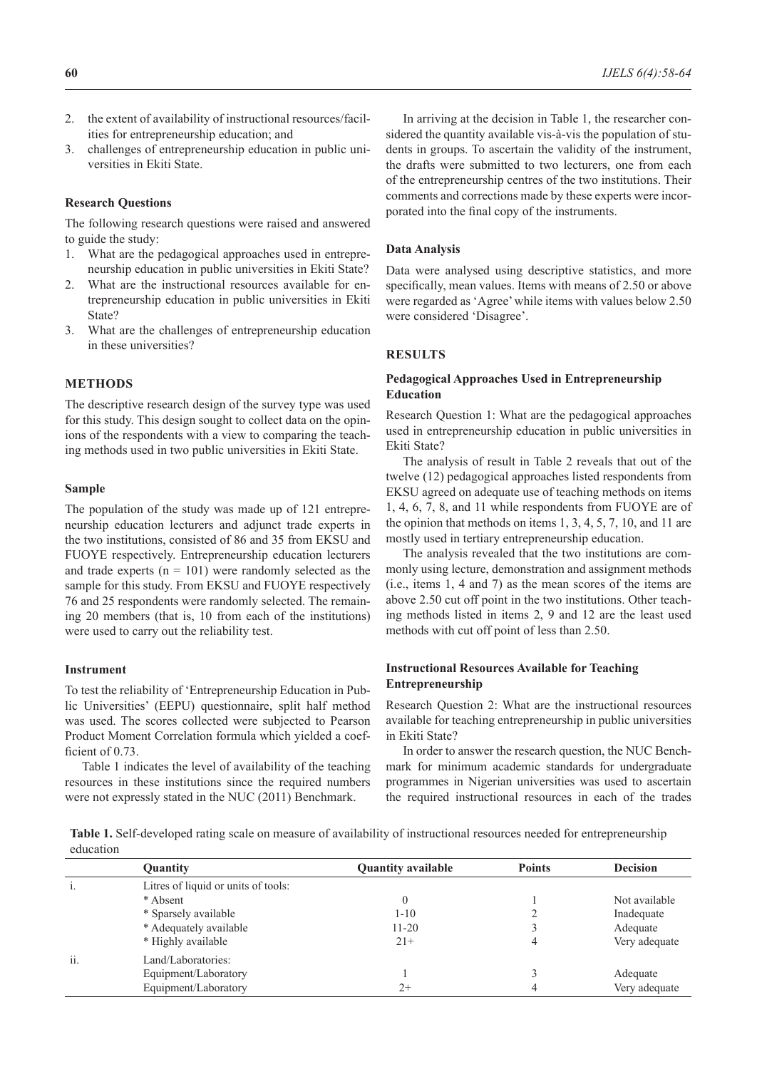2. the extent of availability of instructional resources/facilities for entrepreneurship education; and
3. challenges of entrepreneurship education in public universities in Ekiti State.

### Research Questions

The following research questions were raised and answered to guide the study:

1. What are the pedagogical approaches used in entrepreneurship education in public universities in Ekiti State?
2. What are the instructional resources available for entrepreneurship education in public universities in Ekiti State?
3. What are the challenges of entrepreneurship education in these universities?

## METHODS

The descriptive research design of the survey type was used for this study. This design sought to collect data on the opinions of the respondents with a view to comparing the teaching methods used in two public universities in Ekiti State.

### Sample

The population of the study was made up of 121 entrepreneurship education lecturers and adjunct trade experts in the two institutions, consisted of 86 and 35 from EKSU and FUOYE respectively. Entrepreneurship education lecturers and trade experts (n = 101) were randomly selected as the sample for this study. From EKSU and FUOYE respectively 76 and 25 respondents were randomly selected. The remaining 20 members (that is, 10 from each of the institutions) were used to carry out the reliability test.

### Instrument

To test the reliability of 'Entrepreneurship Education in Public Universities' (EEPU) questionnaire, split half method was used. The scores collected were subjected to Pearson Product Moment Correlation formula which yielded a coefficient of 0.73.

Table 1 indicates the level of availability of the teaching resources in these institutions since the required numbers were not expressly stated in the NUC (2011) Benchmark.

In arriving at the decision in Table 1, the researcher considered the quantity available vis-à-vis the population of students in groups. To ascertain the validity of the instrument, the drafts were submitted to two lecturers, one from each of the entrepreneurship centres of the two institutions. Their comments and corrections made by these experts were incorporated into the final copy of the instruments.

### Data Analysis

Data were analysed using descriptive statistics, and more specifically, mean values. Items with means of 2.50 or above were regarded as 'Agree' while items with values below 2.50 were considered 'Disagree'.

## RESULTS

### Pedagogical Approaches Used in Entrepreneurship Education

Research Question 1: What are the pedagogical approaches used in entrepreneurship education in public universities in Ekiti State?

The analysis of result in Table 2 reveals that out of the twelve (12) pedagogical approaches listed respondents from EKSU agreed on adequate use of teaching methods on items 1, 4, 6, 7, 8, and 11 while respondents from FUOYE are of the opinion that methods on items 1, 3, 4, 5, 7, 10, and 11 are mostly used in tertiary entrepreneurship education.

The analysis revealed that the two institutions are commonly using lecture, demonstration and assignment methods (i.e., items 1, 4 and 7) as the mean scores of the items are above 2.50 cut off point in the two institutions. Other teaching methods listed in items 2, 9 and 12 are the least used methods with cut off point of less than 2.50.

### Instructional Resources Available for Teaching Entrepreneurship

Research Question 2: What are the instructional resources available for teaching entrepreneurship in public universities in Ekiti State?

In order to answer the research question, the NUC Benchmark for minimum academic standards for undergraduate programmes in Nigerian universities was used to ascertain the required instructional resources in each of the trades

**Table 1.** Self-developed rating scale on measure of availability of instructional resources needed for entrepreneurship education

| | Quantity | Quantity available | Points | Decision |
|---|---|---|---|---|
| i. | Litres of liquid or units of tools: | | | |
| | * Absent | 0 | 1 | Not available |
| | * Sparsely available | 1-10 | 2 | Inadequate |
| | * Adequately available | 11-20 | 3 | Adequate |
| | * Highly available | 21+ | 4 | Very adequate |
| ii. | Land/Laboratories: | | | |
| | Equipment/Laboratory | 1 | 3 | Adequate |
| | Equipment/Laboratory | 2+ | 4 | Very adequate |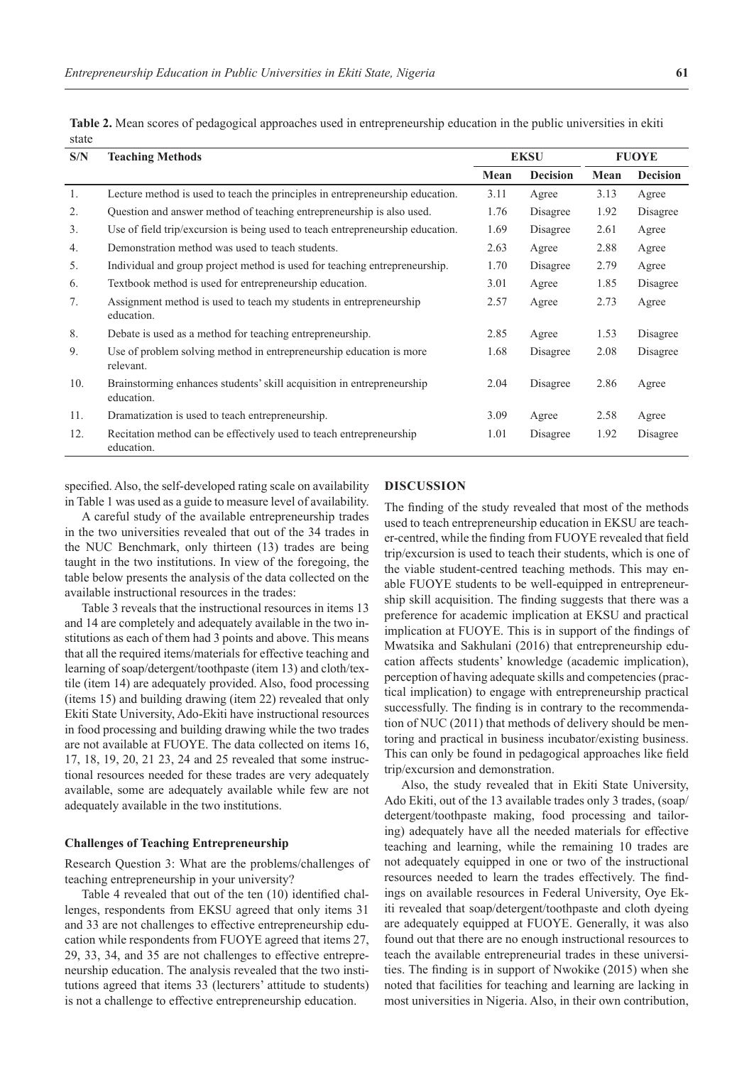**Table 2.** Mean scores of pedagogical approaches used in entrepreneurship education in the public universities in ekiti state

| S/N | Teaching Methods | EKSU | | FUOYE | |
|---|---|---|---|---|---|
| | | Mean | Decision | Mean | Decision |
| 1. | Lecture method is used to teach the principles in entrepreneurship education. | 3.11 | Agree | 3.13 | Agree |
| 2. | Question and answer method of teaching entrepreneurship is also used. | 1.76 | Disagree | 1.92 | Disagree |
| 3. | Use of field trip/excursion is being used to teach entrepreneurship education. | 1.69 | Disagree | 2.61 | Agree |
| 4. | Demonstration method was used to teach students. | 2.63 | Agree | 2.88 | Agree |
| 5. | Individual and group project method is used for teaching entrepreneurship. | 1.70 | Disagree | 2.79 | Agree |
| 6. | Textbook method is used for entrepreneurship education. | 3.01 | Agree | 1.85 | Disagree |
| 7. | Assignment method is used to teach my students in entrepreneurship education. | 2.57 | Agree | 2.73 | Agree |
| 8. | Debate is used as a method for teaching entrepreneurship. | 2.85 | Agree | 1.53 | Disagree |
| 9. | Use of problem solving method in entrepreneurship education is more relevant. | 1.68 | Disagree | 2.08 | Disagree |
| 10. | Brainstorming enhances students' skill acquisition in entrepreneurship education. | 2.04 | Disagree | 2.86 | Agree |
| 11. | Dramatization is used to teach entrepreneurship. | 3.09 | Agree | 2.58 | Agree |
| 12. | Recitation method can be effectively used to teach entrepreneurship education. | 1.01 | Disagree | 1.92 | Disagree |

specified. Also, the self-developed rating scale on availability in Table 1 was used as a guide to measure level of availability.

A careful study of the available entrepreneurship trades in the two universities revealed that out of the 34 trades in the NUC Benchmark, only thirteen (13) trades are being taught in the two institutions. In view of the foregoing, the table below presents the analysis of the data collected on the available instructional resources in the trades:

Table 3 reveals that the instructional resources in items 13 and 14 are completely and adequately available in the two institutions as each of them had 3 points and above. This means that all the required items/materials for effective teaching and learning of soap/detergent/toothpaste (item 13) and cloth/textile (item 14) are adequately provided. Also, food processing (items 15) and building drawing (item 22) revealed that only Ekiti State University, Ado-Ekiti have instructional resources in food processing and building drawing while the two trades are not available at FUOYE. The data collected on items 16, 17, 18, 19, 20, 21 23, 24 and 25 revealed that some instructional resources needed for these trades are very adequately available, some are adequately available while few are not adequately available in the two institutions.

### Challenges of Teaching Entrepreneurship

Research Question 3: What are the problems/challenges of teaching entrepreneurship in your university?

Table 4 revealed that out of the ten (10) identified challenges, respondents from EKSU agreed that only items 31 and 33 are not challenges to effective entrepreneurship education while respondents from FUOYE agreed that items 27, 29, 33, 34, and 35 are not challenges to effective entrepreneurship education. The analysis revealed that the two institutions agreed that items 33 (lecturers' attitude to students) is not a challenge to effective entrepreneurship education.

## DISCUSSION

The finding of the study revealed that most of the methods used to teach entrepreneurship education in EKSU are teacher-centred, while the finding from FUOYE revealed that field trip/excursion is used to teach their students, which is one of the viable student-centred teaching methods. This may enable FUOYE students to be well-equipped in entrepreneurship skill acquisition. The finding suggests that there was a preference for academic implication at EKSU and practical implication at FUOYE. This is in support of the findings of Mwatsika and Sakhulani (2016) that entrepreneurship education affects students' knowledge (academic implication), perception of having adequate skills and competencies (practical implication) to engage with entrepreneurship practical successfully. The finding is in contrary to the recommendation of NUC (2011) that methods of delivery should be mentoring and practical in business incubator/existing business. This can only be found in pedagogical approaches like field trip/excursion and demonstration.

Also, the study revealed that in Ekiti State University, Ado Ekiti, out of the 13 available trades only 3 trades, (soap/detergent/toothpaste making, food processing and tailoring) adequately have all the needed materials for effective teaching and learning, while the remaining 10 trades are not adequately equipped in one or two of the instructional resources needed to learn the trades effectively. The findings on available resources in Federal University, Oye Ekiti revealed that soap/detergent/toothpaste and cloth dyeing are adequately equipped at FUOYE. Generally, it was also found out that there are no enough instructional resources to teach the available entrepreneurial trades in these universities. The finding is in support of Nwokike (2015) when she noted that facilities for teaching and learning are lacking in most universities in Nigeria. Also, in their own contribution,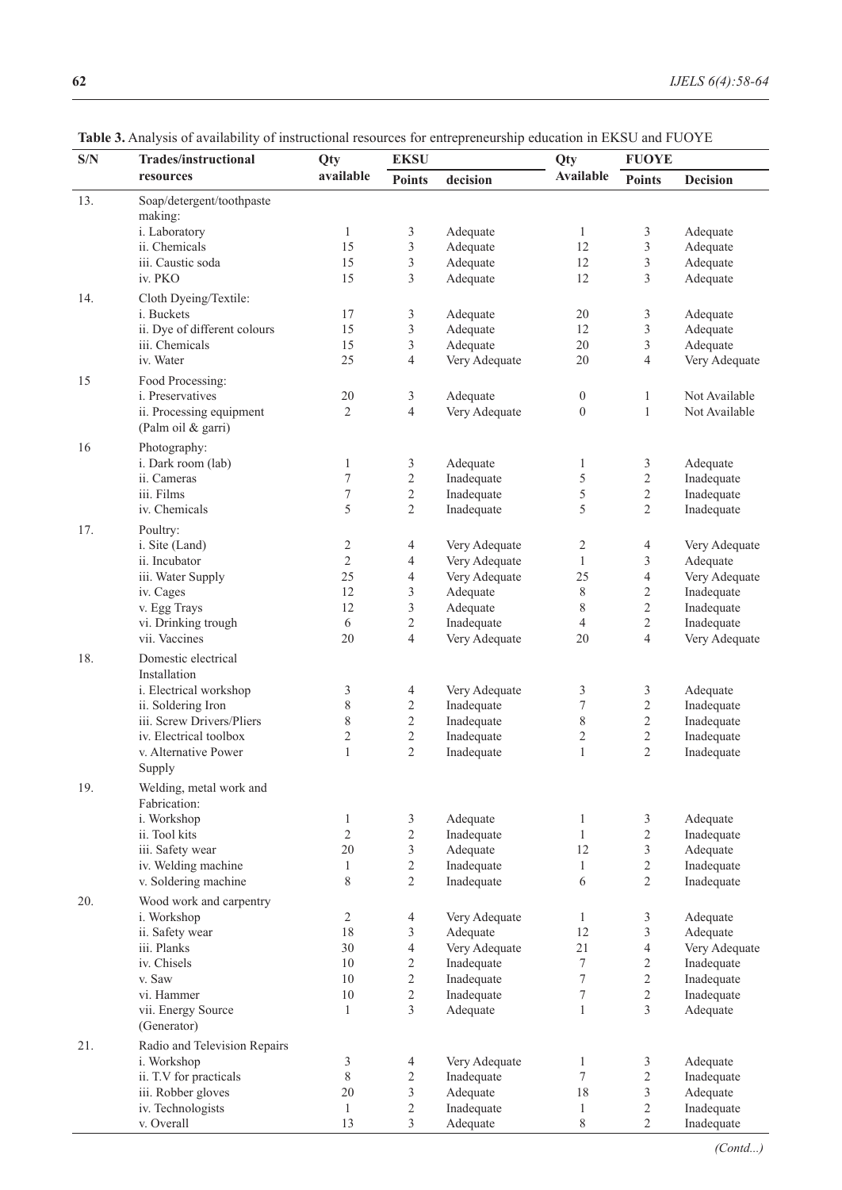**Table 3.** Analysis of availability of instructional resources for entrepreneurship education in EKSU and FUOYE

| S/N | Trades/instructional resources | Qty available | EKSU | | Qty Available | FUOYE | |
|---|---|---|---|---|---|---|---|
| | | | Points | decision | | Points | Decision |
| 13. | Soap/detergent/toothpaste making: | | | | | | |
| | i. Laboratory | 1 | 3 | Adequate | 1 | 3 | Adequate |
| | ii. Chemicals | 15 | 3 | Adequate | 12 | 3 | Adequate |
| | iii. Caustic soda | 15 | 3 | Adequate | 12 | 3 | Adequate |
| | iv. PKO | 15 | 3 | Adequate | 12 | 3 | Adequate |
| 14. | Cloth Dyeing/Textile: | | | | | | |
| | i. Buckets | 17 | 3 | Adequate | 20 | 3 | Adequate |
| | ii. Dye of different colours | 15 | 3 | Adequate | 12 | 3 | Adequate |
| | iii. Chemicals | 15 | 3 | Adequate | 20 | 3 | Adequate |
| | iv. Water | 25 | 4 | Very Adequate | 20 | 4 | Very Adequate |
| 15 | Food Processing: | | | | | | |
| | i. Preservatives | 20 | 3 | Adequate | 0 | 1 | Not Available |
| | ii. Processing equipment (Palm oil & garri) | 2 | 4 | Very Adequate | 0 | 1 | Not Available |
| 16 | Photography: | | | | | | |
| | i. Dark room (lab) | 1 | 3 | Adequate | 1 | 3 | Adequate |
| | ii. Cameras | 7 | 2 | Inadequate | 5 | 2 | Inadequate |
| | iii. Films | 7 | 2 | Inadequate | 5 | 2 | Inadequate |
| | iv. Chemicals | 5 | 2 | Inadequate | 5 | 2 | Inadequate |
| 17. | Poultry: | | | | | | |
| | i. Site (Land) | 2 | 4 | Very Adequate | 2 | 4 | Very Adequate |
| | ii. Incubator | 2 | 4 | Very Adequate | 1 | 3 | Adequate |
| | iii. Water Supply | 25 | 4 | Very Adequate | 25 | 4 | Very Adequate |
| | iv. Cages | 12 | 3 | Adequate | 8 | 2 | Inadequate |
| | v. Egg Trays | 12 | 3 | Adequate | 8 | 2 | Inadequate |
| | vi. Drinking trough | 6 | 2 | Inadequate | 4 | 2 | Inadequate |
| | vii. Vaccines | 20 | 4 | Very Adequate | 20 | 4 | Very Adequate |
| 18. | Domestic electrical Installation | | | | | | |
| | i. Electrical workshop | 3 | 4 | Very Adequate | 3 | 3 | Adequate |
| | ii. Soldering Iron | 8 | 2 | Inadequate | 7 | 2 | Inadequate |
| | iii. Screw Drivers/Pliers | 8 | 2 | Inadequate | 8 | 2 | Inadequate |
| | iv. Electrical toolbox | 2 | 2 | Inadequate | 2 | 2 | Inadequate |
| | v. Alternative Power Supply | 1 | 2 | Inadequate | 1 | 2 | Inadequate |
| 19. | Welding, metal work and Fabrication: | | | | | | |
| | i. Workshop | 1 | 3 | Adequate | 1 | 3 | Adequate |
| | ii. Tool kits | 2 | 2 | Inadequate | 1 | 2 | Inadequate |
| | iii. Safety wear | 20 | 3 | Adequate | 12 | 3 | Adequate |
| | iv. Welding machine | 1 | 2 | Inadequate | 1 | 2 | Inadequate |
| | v. Soldering machine | 8 | 2 | Inadequate | 6 | 2 | Inadequate |
| 20. | Wood work and carpentry | | | | | | |
| | i. Workshop | 2 | 4 | Very Adequate | 1 | 3 | Adequate |
| | ii. Safety wear | 18 | 3 | Adequate | 12 | 3 | Adequate |
| | iii. Planks | 30 | 4 | Very Adequate | 21 | 4 | Very Adequate |
| | iv. Chisels | 10 | 2 | Inadequate | 7 | 2 | Inadequate |
| | v. Saw | 10 | 2 | Inadequate | 7 | 2 | Inadequate |
| | vi. Hammer | 10 | 2 | Inadequate | 7 | 2 | Inadequate |
| | vii. Energy Source (Generator) | 1 | 3 | Adequate | 1 | 3 | Adequate |
| 21. | Radio and Television Repairs | | | | | | |
| | i. Workshop | 3 | 4 | Very Adequate | 1 | 3 | Adequate |
| | ii. T.V for practicals | 8 | 2 | Inadequate | 7 | 2 | Inadequate |
| | iii. Robber gloves | 20 | 3 | Adequate | 18 | 3 | Adequate |
| | iv. Technologists | 1 | 2 | Inadequate | 1 | 2 | Inadequate |
| | v. Overall | 13 | 3 | Adequate | 8 | 2 | Inadequate |

*(Contd...)*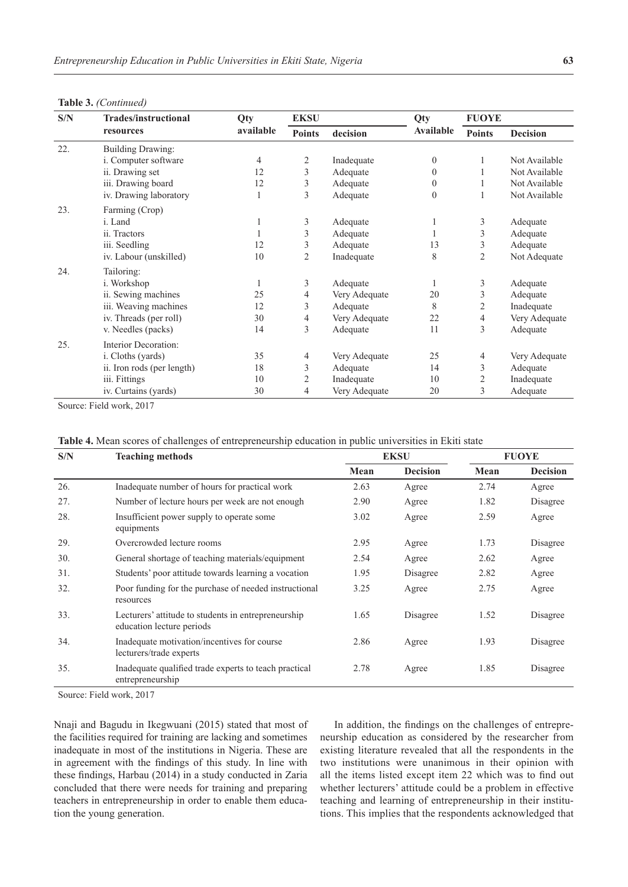**Table 3.** *(Continued)*

| S/N | Trades/instructional resources | Qty available | EKSU | | Qty Available | FUOYE | |
|---|---|---|---|---|---|---|---|
| | | | Points | decision | | Points | Decision |
| 22. | Building Drawing: | | | | | | |
| | i. Computer software | 4 | 2 | Inadequate | 0 | 1 | Not Available |
| | ii. Drawing set | 12 | 3 | Adequate | 0 | 1 | Not Available |
| | iii. Drawing board | 12 | 3 | Adequate | 0 | 1 | Not Available |
| | iv. Drawing laboratory | 1 | 3 | Adequate | 0 | 1 | Not Available |
| 23. | Farming (Crop) | | | | | | |
| | i. Land | 1 | 3 | Adequate | 1 | 3 | Adequate |
| | ii. Tractors | 1 | 3 | Adequate | 1 | 3 | Adequate |
| | iii. Seedling | 12 | 3 | Adequate | 13 | 3 | Adequate |
| | iv. Labour (unskilled) | 10 | 2 | Inadequate | 8 | 2 | Not Adequate |
| 24. | Tailoring: | | | | | | |
| | i. Workshop | 1 | 3 | Adequate | 1 | 3 | Adequate |
| | ii. Sewing machines | 25 | 4 | Very Adequate | 20 | 3 | Adequate |
| | iii. Weaving machines | 12 | 3 | Adequate | 8 | 2 | Inadequate |
| | iv. Threads (per roll) | 30 | 4 | Very Adequate | 22 | 4 | Very Adequate |
| | v. Needles (packs) | 14 | 3 | Adequate | 11 | 3 | Adequate |
| 25. | Interior Decoration: | | | | | | |
| | i. Cloths (yards) | 35 | 4 | Very Adequate | 25 | 4 | Very Adequate |
| | ii. Iron rods (per length) | 18 | 3 | Adequate | 14 | 3 | Adequate |
| | iii. Fittings | 10 | 2 | Inadequate | 10 | 2 | Inadequate |
| | iv. Curtains (yards) | 30 | 4 | Very Adequate | 20 | 3 | Adequate |

Source: Field work, 2017

**Table 4.** Mean scores of challenges of entrepreneurship education in public universities in Ekiti state

| S/N | Teaching methods | EKSU | | FUOYE | |
|---|---|---|---|---|---|
| | | Mean | Decision | Mean | Decision |
| 26. | Inadequate number of hours for practical work | 2.63 | Agree | 2.74 | Agree |
| 27. | Number of lecture hours per week are not enough | 2.90 | Agree | 1.82 | Disagree |
| 28. | Insufficient power supply to operate some equipments | 3.02 | Agree | 2.59 | Agree |
| 29. | Overcrowded lecture rooms | 2.95 | Agree | 1.73 | Disagree |
| 30. | General shortage of teaching materials/equipment | 2.54 | Agree | 2.62 | Agree |
| 31. | Students' poor attitude towards learning a vocation | 1.95 | Disagree | 2.82 | Agree |
| 32. | Poor funding for the purchase of needed instructional resources | 3.25 | Agree | 2.75 | Agree |
| 33. | Lecturers' attitude to students in entrepreneurship education lecture periods | 1.65 | Disagree | 1.52 | Disagree |
| 34. | Inadequate motivation/incentives for course lecturers/trade experts | 2.86 | Agree | 1.93 | Disagree |
| 35. | Inadequate qualified trade experts to teach practical entrepreneurship | 2.78 | Agree | 1.85 | Disagree |

Source: Field work, 2017

Nnaji and Bagudu in Ikegwuani (2015) stated that most of the facilities required for training are lacking and sometimes inadequate in most of the institutions in Nigeria. These are in agreement with the findings of this study. In line with these findings, Harbau (2014) in a study conducted in Zaria concluded that there were needs for training and preparing teachers in entrepreneurship in order to enable them education the young generation.

In addition, the findings on the challenges of entrepreneurship education as considered by the researcher from existing literature revealed that all the respondents in the two institutions were unanimous in their opinion with all the items listed except item 22 which was to find out whether lecturers' attitude could be a problem in effective teaching and learning of entrepreneurship in their institutions. This implies that the respondents acknowledged that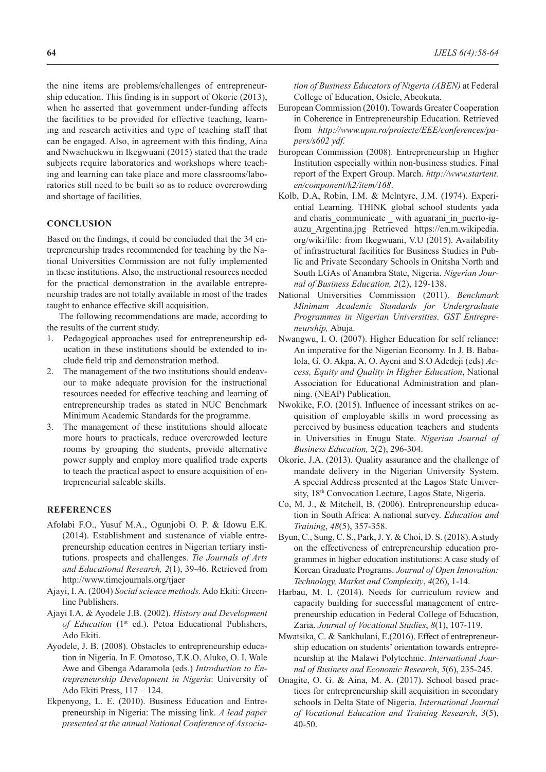the nine items are problems/challenges of entrepreneurship education. This finding is in support of Okorie (2013), when he asserted that government under-funding affects the facilities to be provided for effective teaching, learning and research activities and type of teaching staff that can be engaged. Also, in agreement with this finding, Aina and Nwachuckwu in Ikegwuani (2015) stated that the trade subjects require laboratories and workshops where teaching and learning can take place and more classrooms/laboratories still need to be built so as to reduce overcrowding and shortage of facilities.

## CONCLUSION

Based on the findings, it could be concluded that the 34 entrepreneurship trades recommended for teaching by the National Universities Commission are not fully implemented in these institutions. Also, the instructional resources needed for the practical demonstration in the available entrepreneurship trades are not totally available in most of the trades taught to enhance effective skill acquisition.

The following recommendations are made, according to the results of the current study.

1. Pedagogical approaches used for entrepreneurship education in these institutions should be extended to include field trip and demonstration method.
2. The management of the two institutions should endeavour to make adequate provision for the instructional resources needed for effective teaching and learning of entrepreneurship trades as stated in NUC Benchmark Minimum Academic Standards for the programme.
3. The management of these institutions should allocate more hours to practicals, reduce overcrowded lecture rooms by grouping the students, provide alternative power supply and employ more qualified trade experts to teach the practical aspect to ensure acquisition of entrepreneurial saleable skills.

## REFERENCES

Afolabi F.O., Yusuf M.A., Ogunjobi O. P. & Idowu E.K. (2014). Establishment and sustenance of viable entrepreneurship education centres in Nigerian tertiary institutions. prospects and challenges. *Tie Journals of Arts and Educational Research, 2*(1), 39-46. Retrieved from http://www.timejournals.org/tjaer

Ajayi, I. A. (2004) *Social science methods.* Ado Ekiti: Greenline Publishers.

Ajayi I.A. & Ayodele J.B. (2002). *History and Development of Education* (1st ed.). Petoa Educational Publishers, Ado Ekiti.

Ayodele, J. B. (2008). Obstacles to entrepreneurship education in Nigeria. In F. Omotoso, T.K.O. Aluko, O. I. Wale Awe and Gbenga Adaramola (eds.) *Introduction to Entrepreneurship Development in Nigeria*: University of Ado Ekiti Press, 117 – 124.

Ekpenyong, L. E. (2010). Business Education and Entrepreneurship in Nigeria: The missing link. *A lead paper presented at the annual National Conference of Association of Business Educators of Nigeria (ABEN)* at Federal College of Education, Osiele, Abeokuta.

European Commission (2010). Towards Greater Cooperation in Coherence in Entrepreneurship Education. Retrieved from *http://www.upm.ro/proiecte/EEE/conferences/papers/s602 ydf.*

European Commission (2008). Entrepreneurship in Higher Institution especially within non-business studies. Final report of the Expert Group. March. *http://www.startent.en/component/k2/item/168*.

Kolb, D.A, Robin, I.M. & Mclntyre, J.M. (1974). Experiential Learning. THINK global school students yada and charis_communicate _ with aguarani_in_puerto-iguazu_Argentina.jpg Retrieved https://en.m.wikipedia.org/wiki/file: from Ikegwuani, V.U (2015). Availability of infrastructural facilities for Business Studies in Public and Private Secondary Schools in Onitsha North and South LGAs of Anambra State, Nigeria. *Nigerian Journal of Business Education, 2*(2), 129-138.

National Universities Commission (2011). *Benchmark Minimum Academic Standards for Undergraduate Programmes in Nigerian Universities. GST Entrepreneurship,* Abuja.

Nwangwu, I. O. (2007). Higher Education for self reliance: An imperative for the Nigerian Economy. In J. B. Babalola, G. O. Akpa, A. O. Ayeni and S.O Adedeji (eds) *Access, Equity and Quality in Higher Education*, National Association for Educational Administration and planning. (NEAP) Publication.

Nwokike, F.O. (2015). Influence of incessant strikes on acquisition of employable skills in word processing as perceived by business education teachers and students in Universities in Enugu State. *Nigerian Journal of Business Education,* 2(2), 296-304.

Okorie, J.A. (2013). Quality assurance and the challenge of mandate delivery in the Nigerian University System. A special Address presented at the Lagos State University, 18th Convocation Lecture, Lagos State, Nigeria.

Co, M. J., & Mitchell, B. (2006). Entrepreneurship education in South Africa: A national survey. *Education and Training*, *48*(5), 357-358.

Byun, C., Sung, C. S., Park, J. Y. & Choi, D. S. (2018). A study on the effectiveness of entrepreneurship education programmes in higher education institutions: A case study of Korean Graduate Programs. *Journal of Open Innovation: Technology, Market and Complexity*, *4*(26), 1-14.

Harbau, M. I. (2014). Needs for curriculum review and capacity building for successful management of entrepreneurship education in Federal College of Education, Zaria. *Journal of Vocational Studies*, *8*(1), 107-119.

Mwatsika, C. & Sankhulani, E.(2016). Effect of entrepreneurship education on students' orientation towards entrepreneurship at the Malawi Polytechnic. *International Journal of Business and Economic Research*, *5*(6), 235-245.

Onagite, O. G. & Aina, M. A. (2017). School based practices for entrepreneurship skill acquisition in secondary schools in Delta State of Nigeria. *International Journal of Vocational Education and Training Research*, *3*(5), 40-50.